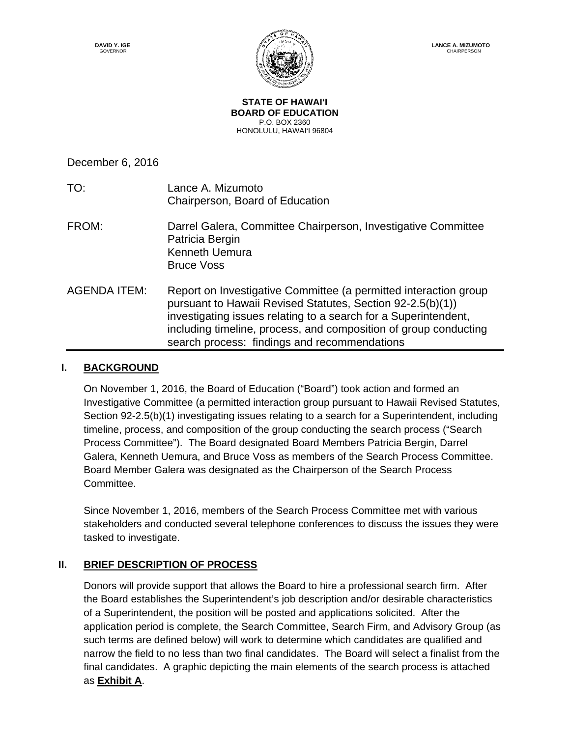**DAVID Y. IGE**
GOVERNOR

**LANCE A. MIZUMOTO**
CHAIRPERSON

**STATE OF HAWAIʻI**
**BOARD OF EDUCATION**
P.O. BOX 2360
HONOLULU, HAWAIʻI 96804

December 6, 2016

TO: Lance A. Mizumoto
Chairperson, Board of Education

FROM: Darrel Galera, Committee Chairperson, Investigative Committee
Patricia Bergin
Kenneth Uemura
Bruce Voss

AGENDA ITEM: Report on Investigative Committee (a permitted interaction group pursuant to Hawaii Revised Statutes, Section 92-2.5(b)(1)) investigating issues relating to a search for a Superintendent, including timeline, process, and composition of group conducting search process: findings and recommendations

---

## I. BACKGROUND

On November 1, 2016, the Board of Education ("Board") took action and formed an Investigative Committee (a permitted interaction group pursuant to Hawaii Revised Statutes, Section 92-2.5(b)(1) investigating issues relating to a search for a Superintendent, including timeline, process, and composition of the group conducting the search process ("Search Process Committee"). The Board designated Board Members Patricia Bergin, Darrel Galera, Kenneth Uemura, and Bruce Voss as members of the Search Process Committee. Board Member Galera was designated as the Chairperson of the Search Process Committee.

Since November 1, 2016, members of the Search Process Committee met with various stakeholders and conducted several telephone conferences to discuss the issues they were tasked to investigate.

## II. BRIEF DESCRIPTION OF PROCESS

Donors will provide support that allows the Board to hire a professional search firm. After the Board establishes the Superintendent's job description and/or desirable characteristics of a Superintendent, the position will be posted and applications solicited. After the application period is complete, the Search Committee, Search Firm, and Advisory Group (as such terms are defined below) will work to determine which candidates are qualified and narrow the field to no less than two final candidates. The Board will select a finalist from the final candidates. A graphic depicting the main elements of the search process is attached as **Exhibit A**.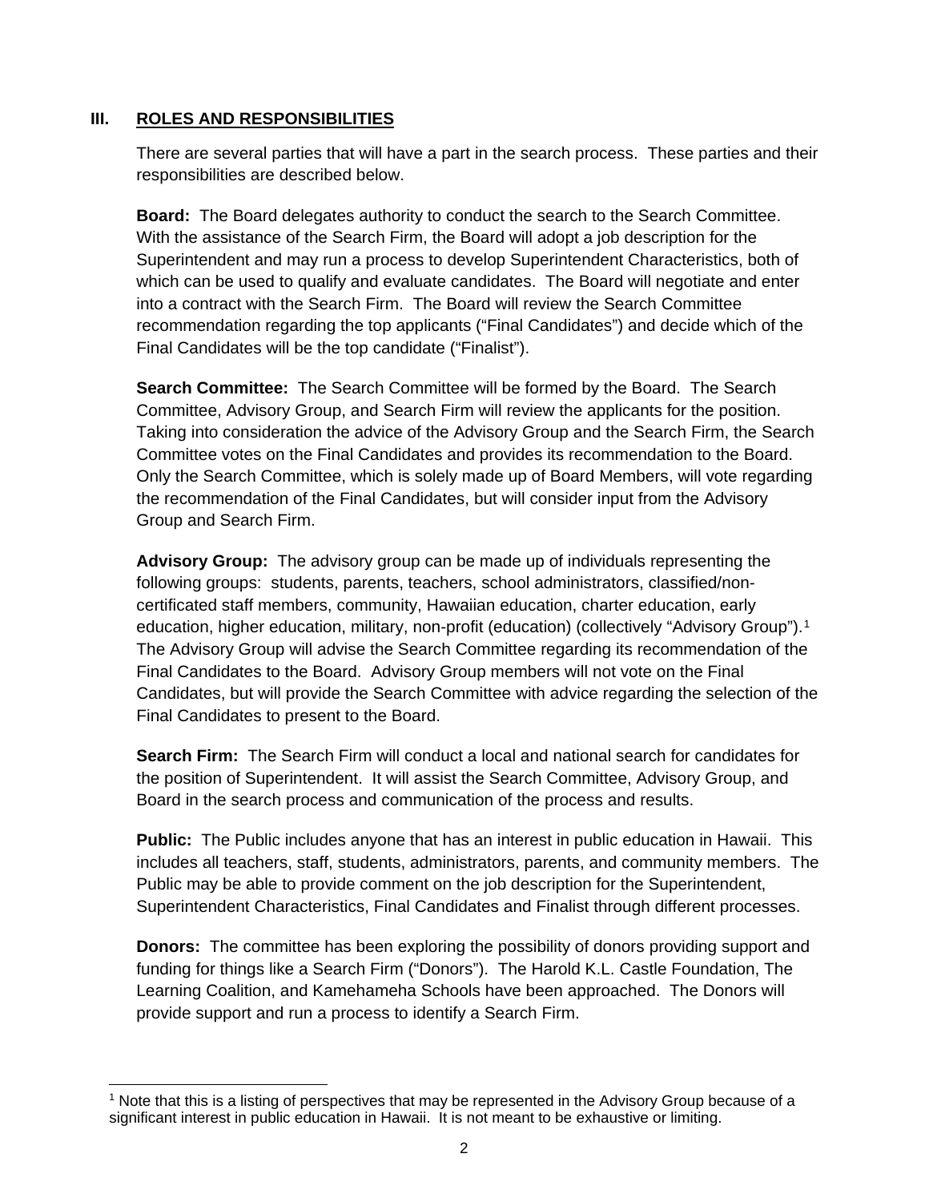## III. ROLES AND RESPONSIBILITIES

There are several parties that will have a part in the search process. These parties and their responsibilities are described below.

**Board:** The Board delegates authority to conduct the search to the Search Committee. With the assistance of the Search Firm, the Board will adopt a job description for the Superintendent and may run a process to develop Superintendent Characteristics, both of which can be used to qualify and evaluate candidates. The Board will negotiate and enter into a contract with the Search Firm. The Board will review the Search Committee recommendation regarding the top applicants ("Final Candidates") and decide which of the Final Candidates will be the top candidate ("Finalist").

**Search Committee:** The Search Committee will be formed by the Board. The Search Committee, Advisory Group, and Search Firm will review the applicants for the position. Taking into consideration the advice of the Advisory Group and the Search Firm, the Search Committee votes on the Final Candidates and provides its recommendation to the Board. Only the Search Committee, which is solely made up of Board Members, will vote regarding the recommendation of the Final Candidates, but will consider input from the Advisory Group and Search Firm.

**Advisory Group:** The advisory group can be made up of individuals representing the following groups: students, parents, teachers, school administrators, classified/non-certificated staff members, community, Hawaiian education, charter education, early education, higher education, military, non-profit (education) (collectively "Advisory Group").[1] The Advisory Group will advise the Search Committee regarding its recommendation of the Final Candidates to the Board. Advisory Group members will not vote on the Final Candidates, but will provide the Search Committee with advice regarding the selection of the Final Candidates to present to the Board.

**Search Firm:** The Search Firm will conduct a local and national search for candidates for the position of Superintendent. It will assist the Search Committee, Advisory Group, and Board in the search process and communication of the process and results.

**Public:** The Public includes anyone that has an interest in public education in Hawaii. This includes all teachers, staff, students, administrators, parents, and community members. The Public may be able to provide comment on the job description for the Superintendent, Superintendent Characteristics, Final Candidates and Finalist through different processes.

**Donors:** The committee has been exploring the possibility of donors providing support and funding for things like a Search Firm ("Donors"). The Harold K.L. Castle Foundation, The Learning Coalition, and Kamehameha Schools have been approached. The Donors will provide support and run a process to identify a Search Firm.

---

[1] Note that this is a listing of perspectives that may be represented in the Advisory Group because of a significant interest in public education in Hawaii. It is not meant to be exhaustive or limiting.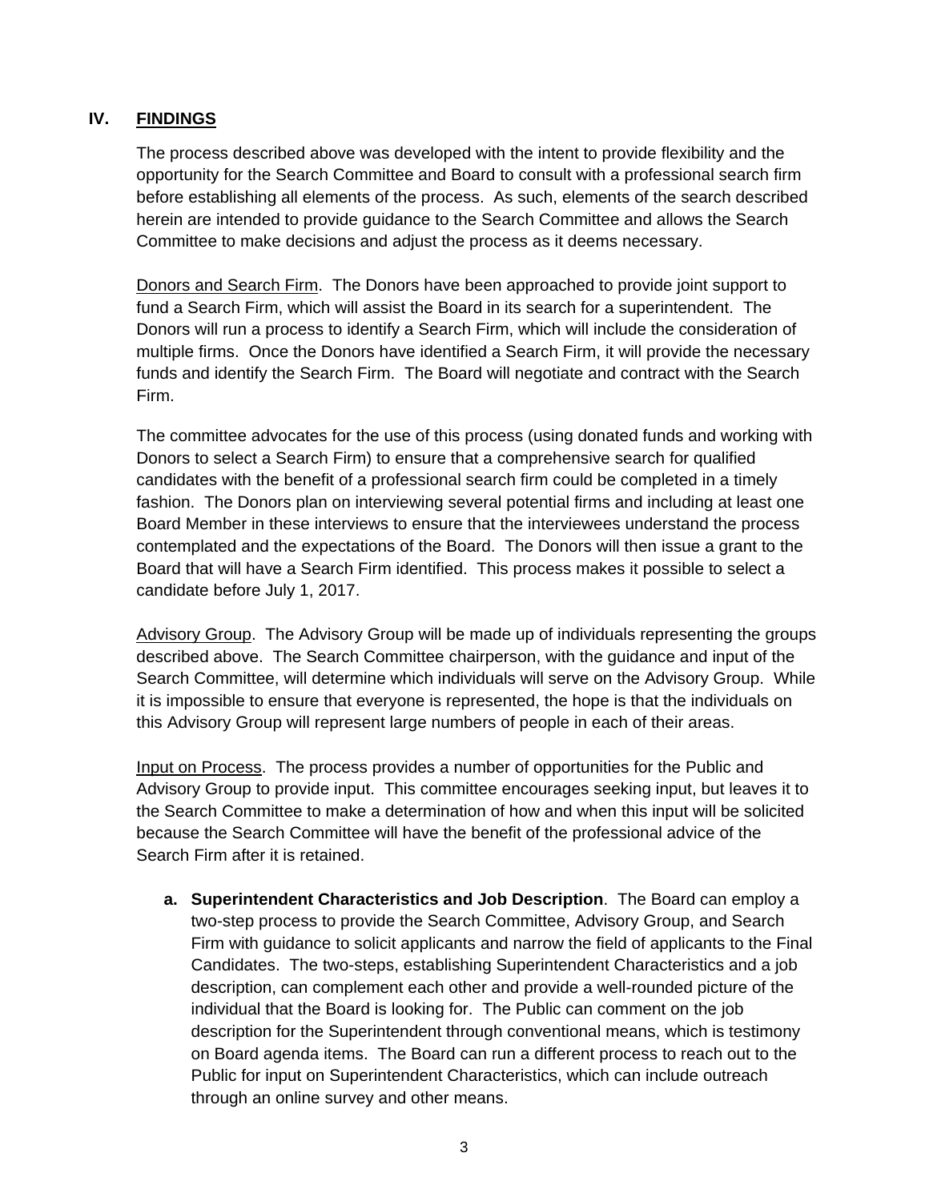## IV. FINDINGS

The process described above was developed with the intent to provide flexibility and the opportunity for the Search Committee and Board to consult with a professional search firm before establishing all elements of the process. As such, elements of the search described herein are intended to provide guidance to the Search Committee and allows the Search Committee to make decisions and adjust the process as it deems necessary.

Donors and Search Firm. The Donors have been approached to provide joint support to fund a Search Firm, which will assist the Board in its search for a superintendent. The Donors will run a process to identify a Search Firm, which will include the consideration of multiple firms. Once the Donors have identified a Search Firm, it will provide the necessary funds and identify the Search Firm. The Board will negotiate and contract with the Search Firm.

The committee advocates for the use of this process (using donated funds and working with Donors to select a Search Firm) to ensure that a comprehensive search for qualified candidates with the benefit of a professional search firm could be completed in a timely fashion. The Donors plan on interviewing several potential firms and including at least one Board Member in these interviews to ensure that the interviewees understand the process contemplated and the expectations of the Board. The Donors will then issue a grant to the Board that will have a Search Firm identified. This process makes it possible to select a candidate before July 1, 2017.

Advisory Group. The Advisory Group will be made up of individuals representing the groups described above. The Search Committee chairperson, with the guidance and input of the Search Committee, will determine which individuals will serve on the Advisory Group. While it is impossible to ensure that everyone is represented, the hope is that the individuals on this Advisory Group will represent large numbers of people in each of their areas.

Input on Process. The process provides a number of opportunities for the Public and Advisory Group to provide input. This committee encourages seeking input, but leaves it to the Search Committee to make a determination of how and when this input will be solicited because the Search Committee will have the benefit of the professional advice of the Search Firm after it is retained.

**a. Superintendent Characteristics and Job Description**. The Board can employ a two-step process to provide the Search Committee, Advisory Group, and Search Firm with guidance to solicit applicants and narrow the field of applicants to the Final Candidates. The two-steps, establishing Superintendent Characteristics and a job description, can complement each other and provide a well-rounded picture of the individual that the Board is looking for. The Public can comment on the job description for the Superintendent through conventional means, which is testimony on Board agenda items. The Board can run a different process to reach out to the Public for input on Superintendent Characteristics, which can include outreach through an online survey and other means.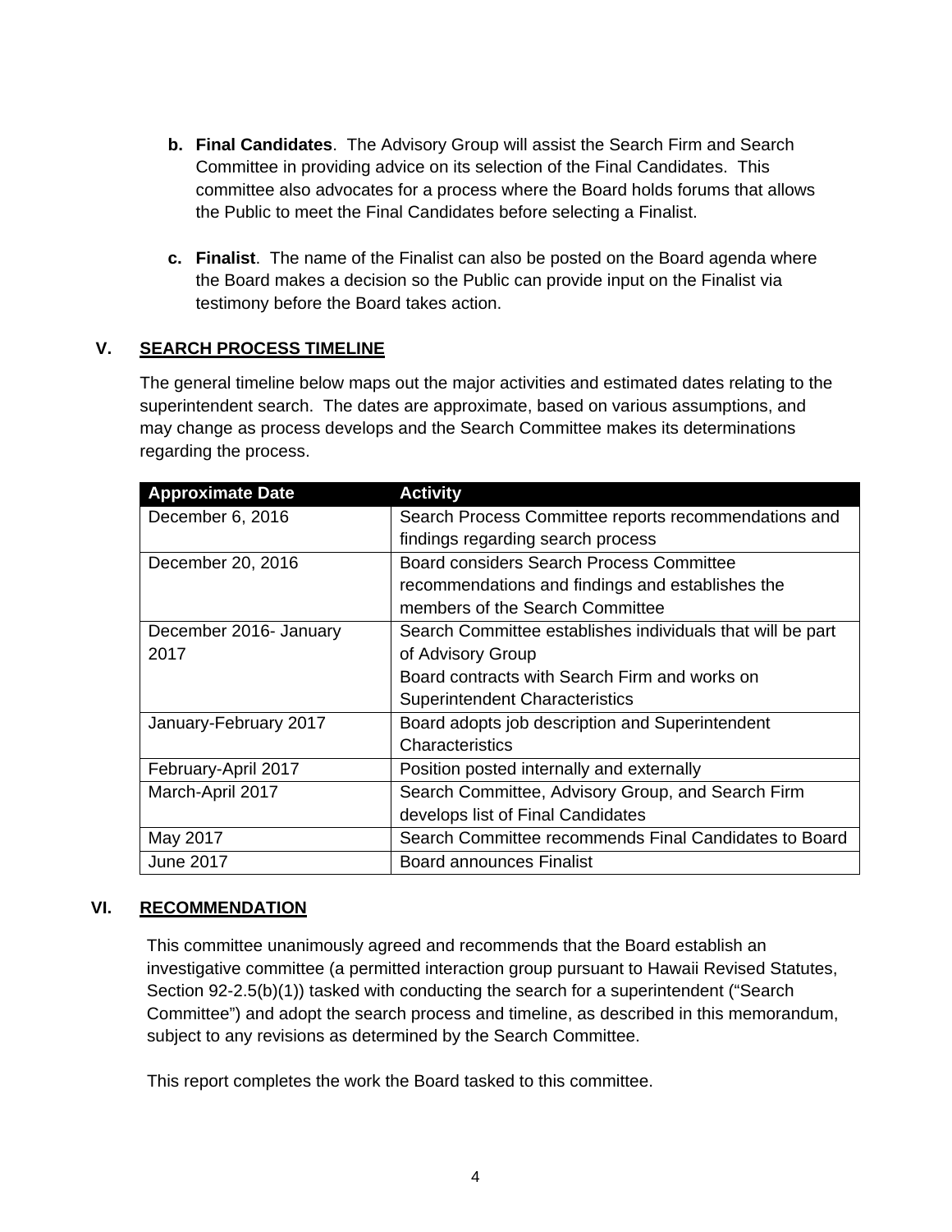b. **Final Candidates**. The Advisory Group will assist the Search Firm and Search Committee in providing advice on its selection of the Final Candidates. This committee also advocates for a process where the Board holds forums that allows the Public to meet the Final Candidates before selecting a Finalist.

c. **Finalist**. The name of the Finalist can also be posted on the Board agenda where the Board makes a decision so the Public can provide input on the Finalist via testimony before the Board takes action.

## V. SEARCH PROCESS TIMELINE

The general timeline below maps out the major activities and estimated dates relating to the superintendent search. The dates are approximate, based on various assumptions, and may change as process develops and the Search Committee makes its determinations regarding the process.

| Approximate Date | Activity |
| --- | --- |
| December 6, 2016 | Search Process Committee reports recommendations and findings regarding search process |
| December 20, 2016 | Board considers Search Process Committee recommendations and findings and establishes the members of the Search Committee |
| December 2016- January 2017 | Search Committee establishes individuals that will be part of Advisory Group<br>Board contracts with Search Firm and works on Superintendent Characteristics |
| January-February 2017 | Board adopts job description and Superintendent Characteristics |
| February-April 2017 | Position posted internally and externally |
| March-April 2017 | Search Committee, Advisory Group, and Search Firm develops list of Final Candidates |
| May 2017 | Search Committee recommends Final Candidates to Board |
| June 2017 | Board announces Finalist |

## VI. RECOMMENDATION

This committee unanimously agreed and recommends that the Board establish an investigative committee (a permitted interaction group pursuant to Hawaii Revised Statutes, Section 92-2.5(b)(1)) tasked with conducting the search for a superintendent ("Search Committee") and adopt the search process and timeline, as described in this memorandum, subject to any revisions as determined by the Search Committee.

This report completes the work the Board tasked to this committee.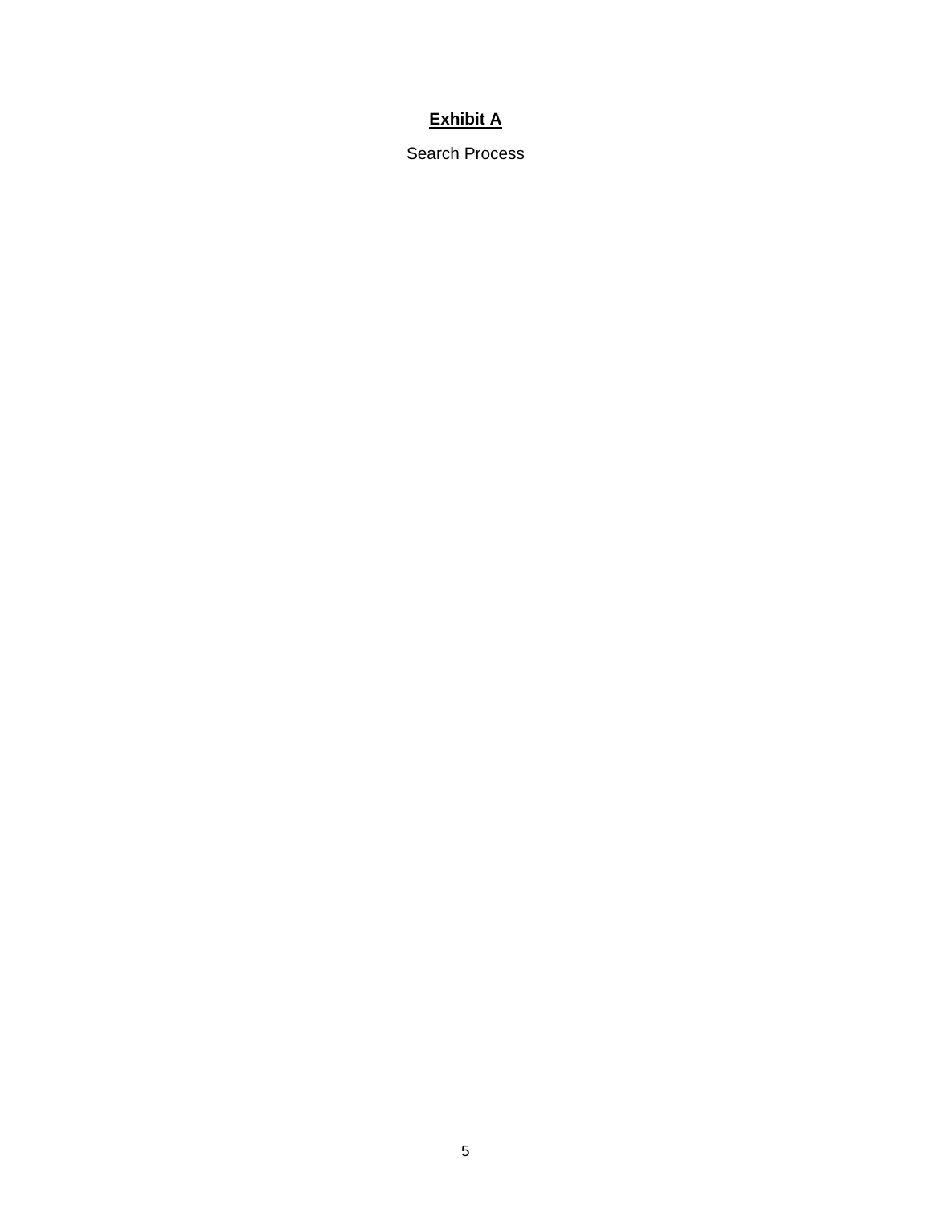# **Exhibit A**

Search Process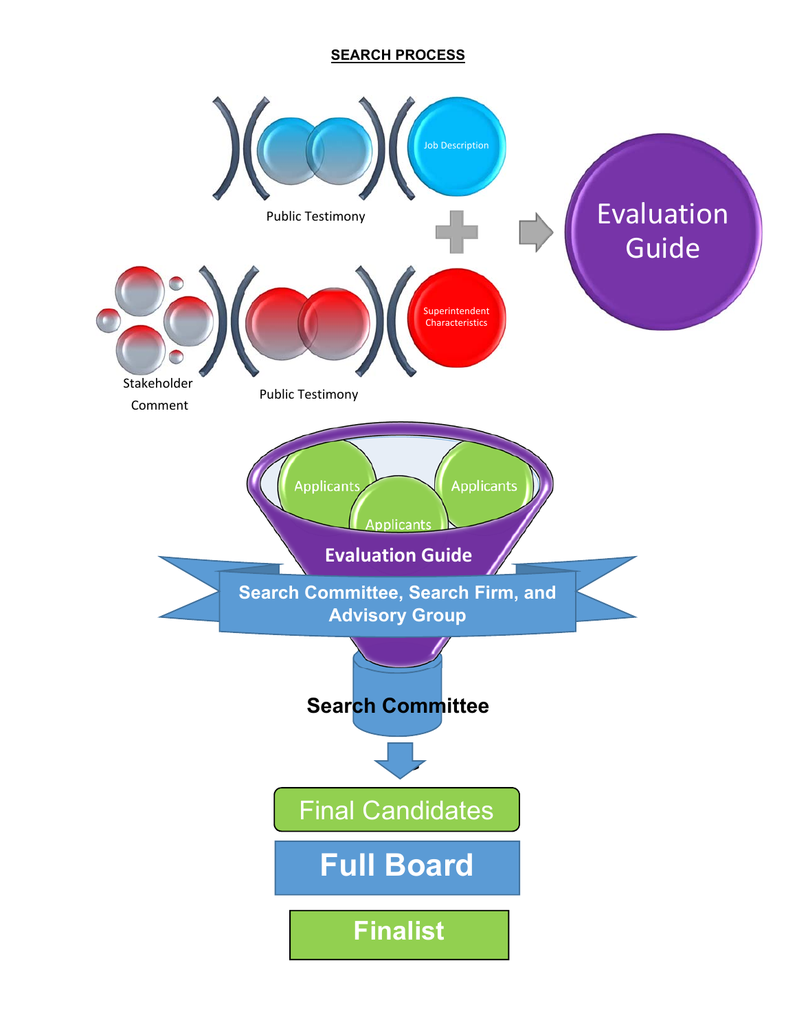**SEARCH PROCESS**

Job Description

Public Testimony

Superintendent Characteristics

Stakeholder Comment

Public Testimony

Evaluation Guide

Applicants

Applicants

Applicants

Evaluation Guide

Search Committee, Search Firm, and Advisory Group

Search Committee

Final Candidates

Full Board

Finalist